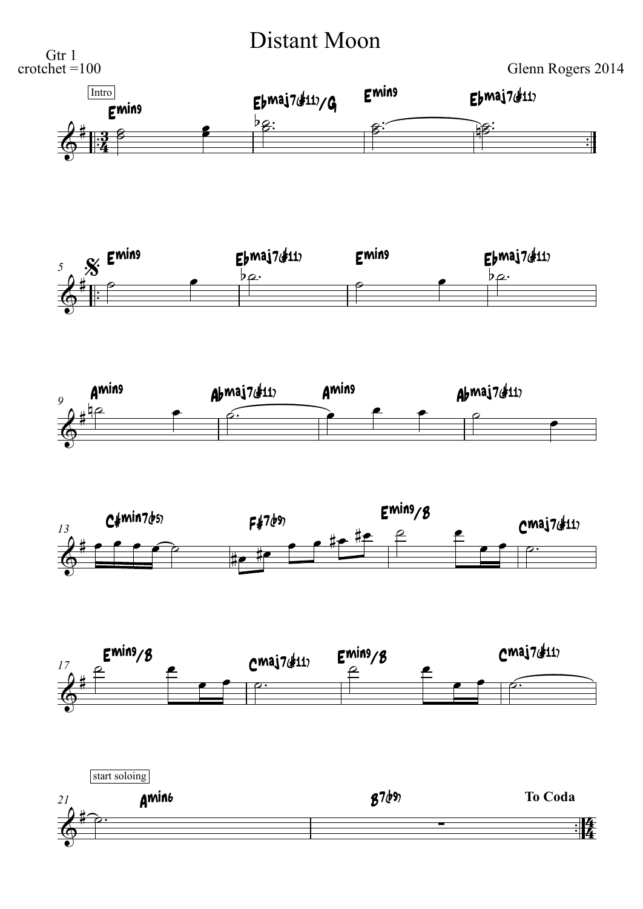# Distant Moon

Gtr 1
crotchet =100

Glenn Rogers 2014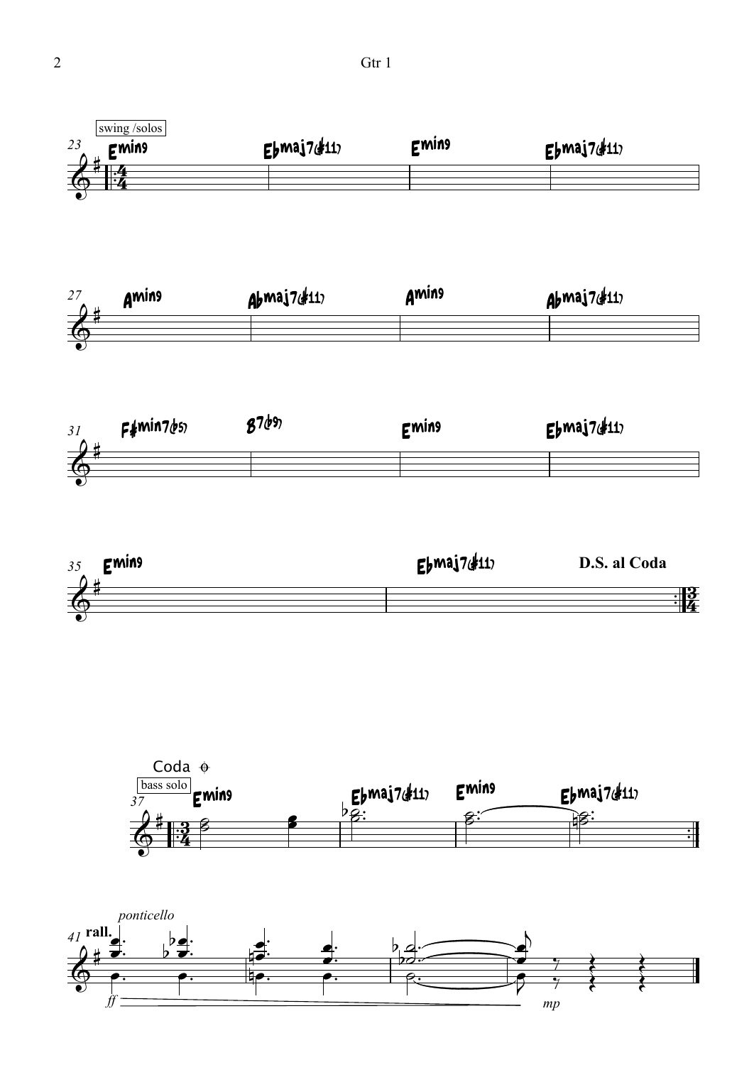swing /solos

23 Emin9 | Ebmaj7(#11) | Emin9 | Ebmaj7(#11)

27 Amin9 | Abmaj7(#11) | Amin9 | Abmaj7(#11)

31 F#min7(b5) | B7(b9) | Emin9 | Ebmaj7(#11)

35 Emin9 | Ebmaj7(#11)

**D.S. al Coda**

Coda

bass solo

37 Emin9 | Ebmaj7(#11) | Emin9 | Ebmaj7(#11)

*ponticello*

41 **rall.**

*ff* *mp*